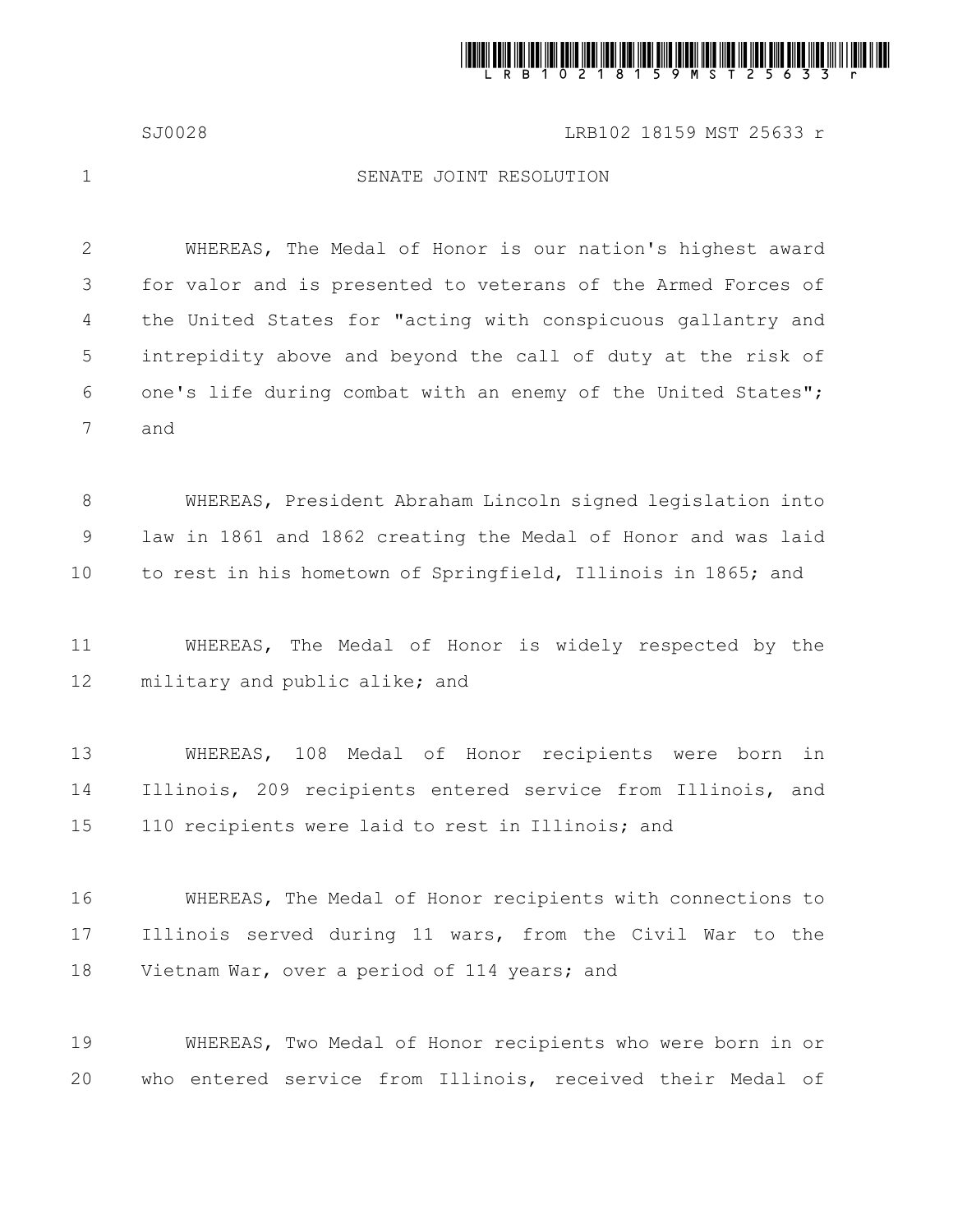SJ0028 LRB102 18159 MST 25633 r

# SENATE JOINT RESOLUTION

WHEREAS, The Medal of Honor is our nation's highest award for valor and is presented to veterans of the Armed Forces of the United States for "acting with conspicuous gallantry and intrepidity above and beyond the call of duty at the risk of one's life during combat with an enemy of the United States"; and

WHEREAS, President Abraham Lincoln signed legislation into law in 1861 and 1862 creating the Medal of Honor and was laid to rest in his hometown of Springfield, Illinois in 1865; and

WHEREAS, The Medal of Honor is widely respected by the military and public alike; and

WHEREAS, 108 Medal of Honor recipients were born in Illinois, 209 recipients entered service from Illinois, and 110 recipients were laid to rest in Illinois; and

WHEREAS, The Medal of Honor recipients with connections to Illinois served during 11 wars, from the Civil War to the Vietnam War, over a period of 114 years; and

WHEREAS, Two Medal of Honor recipients who were born in or who entered service from Illinois, received their Medal of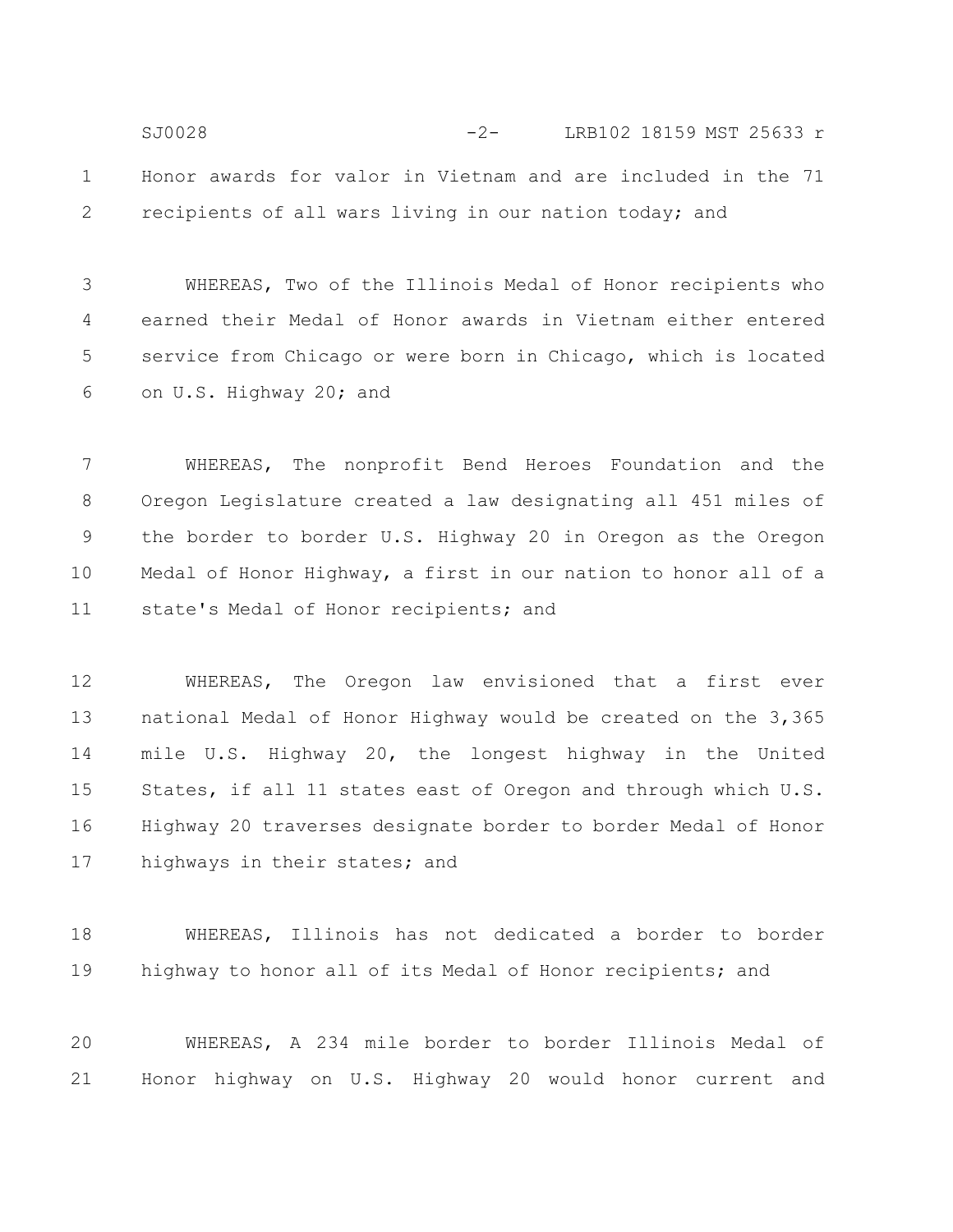Honor awards for valor in Vietnam and are included in the 71 recipients of all wars living in our nation today; and

WHEREAS, Two of the Illinois Medal of Honor recipients who earned their Medal of Honor awards in Vietnam either entered service from Chicago or were born in Chicago, which is located on U.S. Highway 20; and

WHEREAS, The nonprofit Bend Heroes Foundation and the Oregon Legislature created a law designating all 451 miles of the border to border U.S. Highway 20 in Oregon as the Oregon Medal of Honor Highway, a first in our nation to honor all of a state's Medal of Honor recipients; and

WHEREAS, The Oregon law envisioned that a first ever national Medal of Honor Highway would be created on the 3,365 mile U.S. Highway 20, the longest highway in the United States, if all 11 states east of Oregon and through which U.S. Highway 20 traverses designate border to border Medal of Honor highways in their states; and

WHEREAS, Illinois has not dedicated a border to border highway to honor all of its Medal of Honor recipients; and

WHEREAS, A 234 mile border to border Illinois Medal of Honor highway on U.S. Highway 20 would honor current and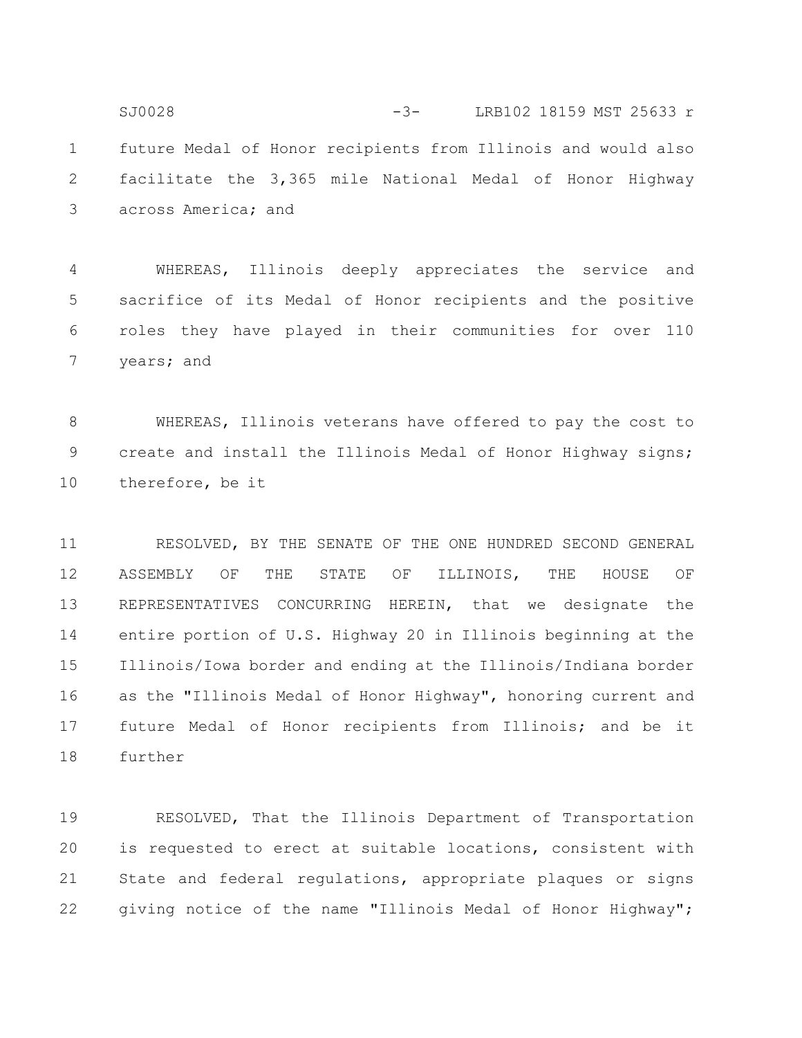future Medal of Honor recipients from Illinois and would also facilitate the 3,365 mile National Medal of Honor Highway across America; and

WHEREAS, Illinois deeply appreciates the service and sacrifice of its Medal of Honor recipients and the positive roles they have played in their communities for over 110 years; and

WHEREAS, Illinois veterans have offered to pay the cost to create and install the Illinois Medal of Honor Highway signs; therefore, be it

RESOLVED, BY THE SENATE OF THE ONE HUNDRED SECOND GENERAL ASSEMBLY OF THE STATE OF ILLINOIS, THE HOUSE OF REPRESENTATIVES CONCURRING HEREIN, that we designate the entire portion of U.S. Highway 20 in Illinois beginning at the Illinois/Iowa border and ending at the Illinois/Indiana border as the "Illinois Medal of Honor Highway", honoring current and future Medal of Honor recipients from Illinois; and be it further

RESOLVED, That the Illinois Department of Transportation is requested to erect at suitable locations, consistent with State and federal regulations, appropriate plaques or signs giving notice of the name "Illinois Medal of Honor Highway";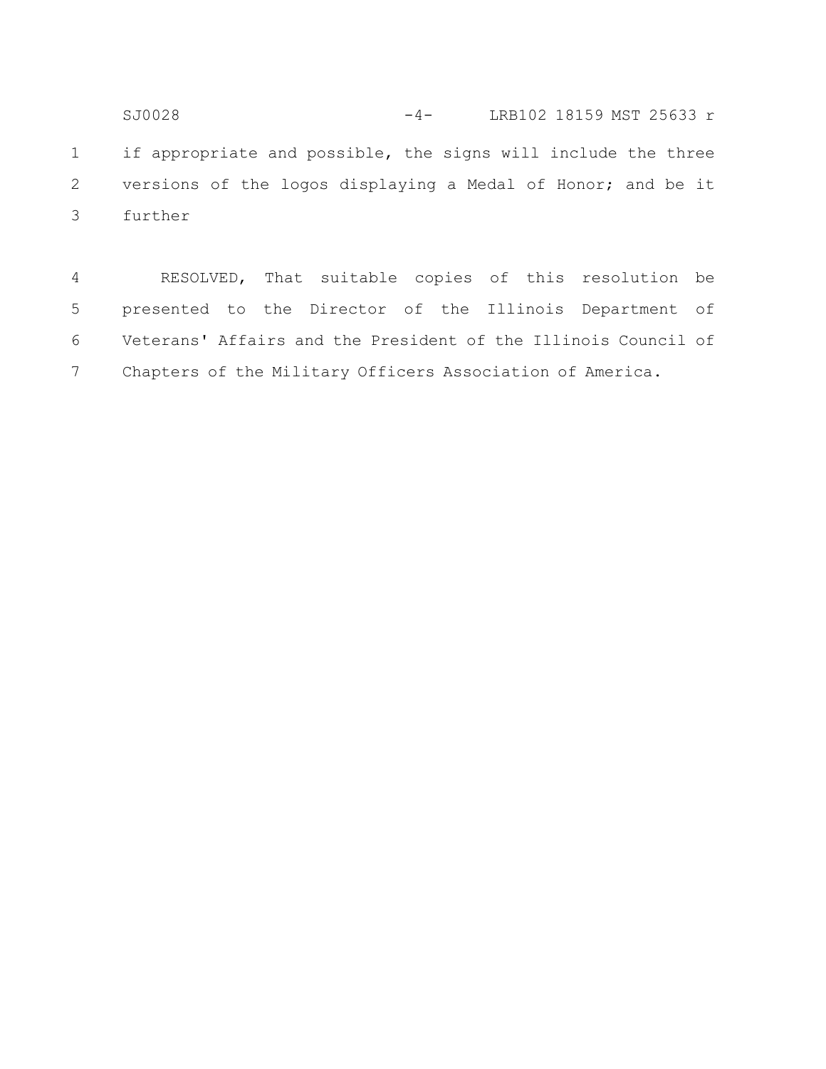if appropriate and possible, the signs will include the three versions of the logos displaying a Medal of Honor; and be it further

RESOLVED, That suitable copies of this resolution be presented to the Director of the Illinois Department of Veterans' Affairs and the President of the Illinois Council of Chapters of the Military Officers Association of America.